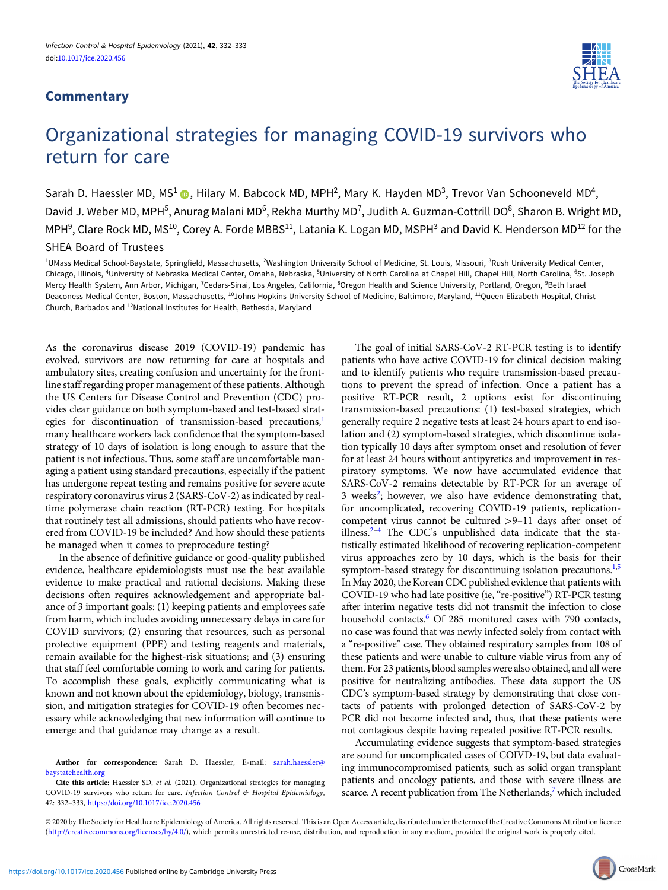Commentary

# Organizational strategies for managing COVID-19 survivors who return for care

Sarah D. Haessler MD, MS[1], Hilary M. Babcock MD, MPH[2], Mary K. Hayden MD[3], Trevor Van Schooneveld MD[4], David J. Weber MD, MPH[5], Anurag Malani MD[6], Rekha Murthy MD[7], Judith A. Guzman-Cottrill DO[8], Sharon B. Wright MD, MPH[9], Clare Rock MD, MS[10], Corey A. Forde MBBS[11], Latania K. Logan MD, MSPH[3] and David K. Henderson MD[12] for the SHEA Board of Trustees

[1]UMass Medical School-Baystate, Springfield, Massachusetts, [2]Washington University School of Medicine, St. Louis, Missouri, [3]Rush University Medical Center, Chicago, Illinois, [4]University of Nebraska Medical Center, Omaha, Nebraska, [5]University of North Carolina at Chapel Hill, Chapel Hill, North Carolina, [6]St. Joseph Mercy Health System, Ann Arbor, Michigan, [7]Cedars-Sinai, Los Angeles, California, [8]Oregon Health and Science University, Portland, Oregon, [9]Beth Israel Deaconess Medical Center, Boston, Massachusetts, [10]Johns Hopkins University School of Medicine, Baltimore, Maryland, [11]Queen Elizabeth Hospital, Christ Church, Barbados and [12]National Institutes for Health, Bethesda, Maryland

As the coronavirus disease 2019 (COVID-19) pandemic has evolved, survivors are now returning for care at hospitals and ambulatory sites, creating confusion and uncertainty for the front-line staff regarding proper management of these patients. Although the US Centers for Disease Control and Prevention (CDC) provides clear guidance on both symptom-based and test-based strategies for discontinuation of transmission-based precautions,[1] many healthcare workers lack confidence that the symptom-based strategy of 10 days of isolation is long enough to assure that the patient is not infectious. Thus, some staff are uncomfortable managing a patient using standard precautions, especially if the patient has undergone repeat testing and remains positive for severe acute respiratory coronavirus virus 2 (SARS-CoV-2) as indicated by real-time polymerase chain reaction (RT-PCR) testing. For hospitals that routinely test all admissions, should patients who have recovered from COVID-19 be included? And how should these patients be managed when it comes to preprocedure testing?

In the absence of definitive guidance or good-quality published evidence, healthcare epidemiologists must use the best available evidence to make practical and rational decisions. Making these decisions often requires acknowledgement and appropriate balance of 3 important goals: (1) keeping patients and employees safe from harm, which includes avoiding unnecessary delays in care for COVID survivors; (2) ensuring that resources, such as personal protective equipment (PPE) and testing reagents and materials, remain available for the highest-risk situations; and (3) ensuring that staff feel comfortable coming to work and caring for patients. To accomplish these goals, explicitly communicating what is known and not known about the epidemiology, biology, transmission, and mitigation strategies for COVID-19 often becomes necessary while acknowledging that new information will continue to emerge and that guidance may change as a result.

The goal of initial SARS-CoV-2 RT-PCR testing is to identify patients who have active COVID-19 for clinical decision making and to identify patients who require transmission-based precautions to prevent the spread of infection. Once a patient has a positive RT-PCR result, 2 options exist for discontinuing transmission-based precautions: (1) test-based strategies, which generally require 2 negative tests at least 24 hours apart to end isolation and (2) symptom-based strategies, which discontinue isolation typically 10 days after symptom onset and resolution of fever for at least 24 hours without antipyretics and improvement in respiratory symptoms. We now have accumulated evidence that SARS-CoV-2 remains detectable by RT-PCR for an average of 3 weeks[2]; however, we also have evidence demonstrating that, for uncomplicated, recovering COVID-19 patients, replication-competent virus cannot be cultured >9–11 days after onset of illness.[2–4] The CDC's unpublished data indicate that the statistically estimated likelihood of recovering replication-competent virus approaches zero by 10 days, which is the basis for their symptom-based strategy for discontinuing isolation precautions.[1,5] In May 2020, the Korean CDC published evidence that patients with COVID-19 who had late positive (ie, "re-positive") RT-PCR testing after interim negative tests did not transmit the infection to close household contacts.[6] Of 285 monitored cases with 790 contacts, no case was found that was newly infected solely from contact with a "re-positive" case. They obtained respiratory samples from 108 of these patients and were unable to culture viable virus from any of them. For 23 patients, blood samples were also obtained, and all were positive for neutralizing antibodies. These data support the US CDC's symptom-based strategy by demonstrating that close contacts of patients with prolonged detection of SARS-CoV-2 by PCR did not become infected and, thus, that these patients were not contagious despite having repeated positive RT-PCR results.

Accumulating evidence suggests that symptom-based strategies are sound for uncomplicated cases of COIVD-19, but data evaluating immunocompromised patients, such as solid organ transplant patients and oncology patients, and those with severe illness are scarce. A recent publication from The Netherlands,[7] which included

**Author for correspondence:** Sarah D. Haessler, E-mail: sarah.haessler@baystatehealth.org

**Cite this article:** Haessler SD, *et al.* (2021). Organizational strategies for managing COVID-19 survivors who return for care. *Infection Control & Hospital Epidemiology*, 42: 332–333, https://doi.org/10.1017/ice.2020.456

© 2020 by The Society for Healthcare Epidemiology of America. All rights reserved. This is an Open Access article, distributed under the terms of the Creative Commons Attribution licence (http://creativecommons.org/licenses/by/4.0/), which permits unrestricted re-use, distribution, and reproduction in any medium, provided the original work is properly cited.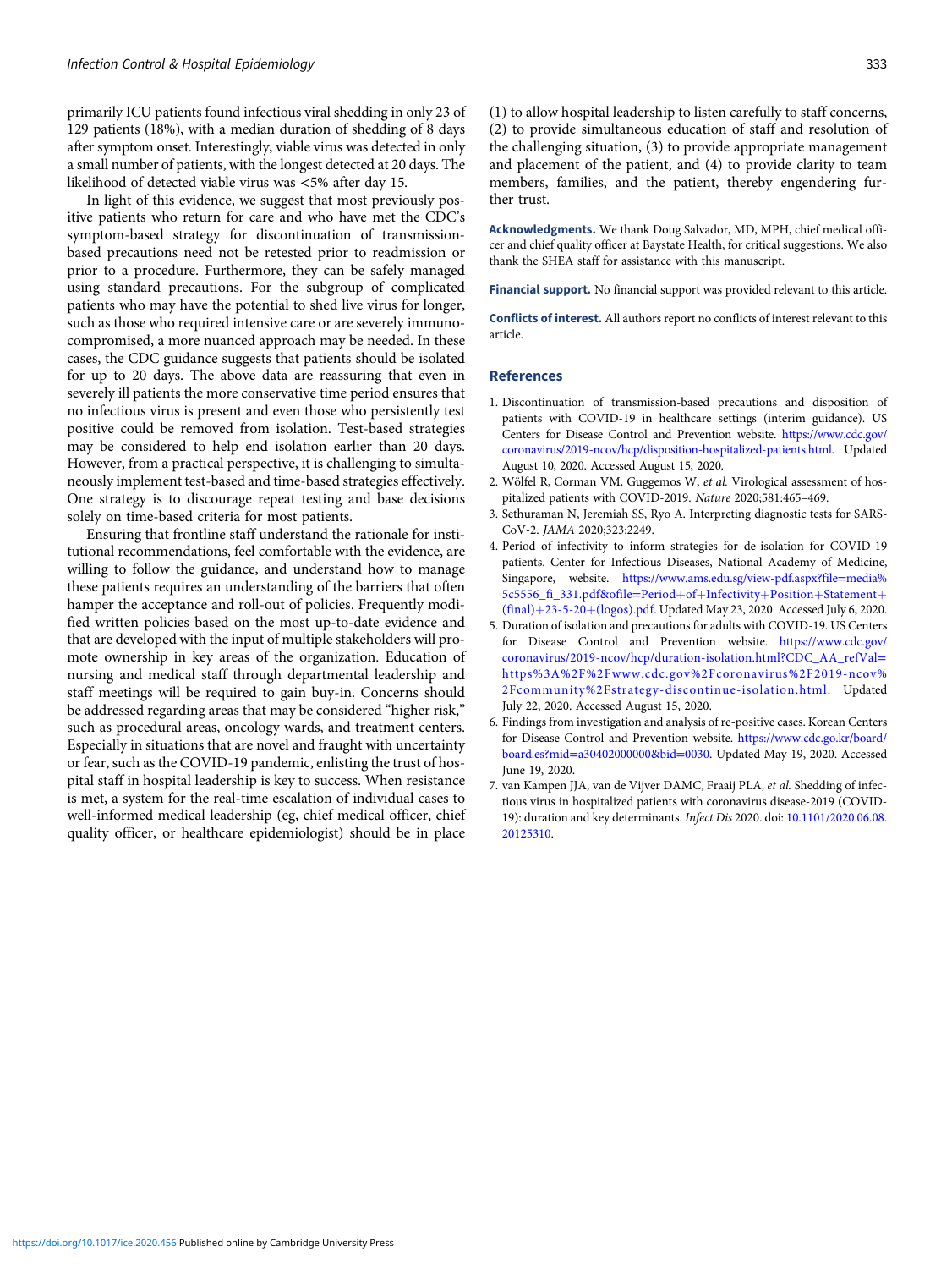primarily ICU patients found infectious viral shedding in only 23 of 129 patients (18%), with a median duration of shedding of 8 days after symptom onset. Interestingly, viable virus was detected in only a small number of patients, with the longest detected at 20 days. The likelihood of detected viable virus was <5% after day 15.

In light of this evidence, we suggest that most previously positive patients who return for care and who have met the CDC's symptom-based strategy for discontinuation of transmission-based precautions need not be retested prior to readmission or prior to a procedure. Furthermore, they can be safely managed using standard precautions. For the subgroup of complicated patients who may have the potential to shed live virus for longer, such as those who required intensive care or are severely immunocompromised, a more nuanced approach may be needed. In these cases, the CDC guidance suggests that patients should be isolated for up to 20 days. The above data are reassuring that even in severely ill patients the more conservative time period ensures that no infectious virus is present and even those who persistently test positive could be removed from isolation. Test-based strategies may be considered to help end isolation earlier than 20 days. However, from a practical perspective, it is challenging to simultaneously implement test-based and time-based strategies effectively. One strategy is to discourage repeat testing and base decisions solely on time-based criteria for most patients.

Ensuring that frontline staff understand the rationale for institutional recommendations, feel comfortable with the evidence, are willing to follow the guidance, and understand how to manage these patients requires an understanding of the barriers that often hamper the acceptance and roll-out of policies. Frequently modified written policies based on the most up-to-date evidence and that are developed with the input of multiple stakeholders will promote ownership in key areas of the organization. Education of nursing and medical staff through departmental leadership and staff meetings will be required to gain buy-in. Concerns should be addressed regarding areas that may be considered "higher risk," such as procedural areas, oncology wards, and treatment centers. Especially in situations that are novel and fraught with uncertainty or fear, such as the COVID-19 pandemic, enlisting the trust of hospital staff in hospital leadership is key to success. When resistance is met, a system for the real-time escalation of individual cases to well-informed medical leadership (eg, chief medical officer, chief quality officer, or healthcare epidemiologist) should be in place (1) to allow hospital leadership to listen carefully to staff concerns, (2) to provide simultaneous education of staff and resolution of the challenging situation, (3) to provide appropriate management and placement of the patient, and (4) to provide clarity to team members, families, and the patient, thereby engendering further trust.

**Acknowledgments.** We thank Doug Salvador, MD, MPH, chief medical officer and chief quality officer at Baystate Health, for critical suggestions. We also thank the SHEA staff for assistance with this manuscript.

**Financial support.** No financial support was provided relevant to this article.

**Conflicts of interest.** All authors report no conflicts of interest relevant to this article.

## References

1. Discontinuation of transmission-based precautions and disposition of patients with COVID-19 in healthcare settings (interim guidance). US Centers for Disease Control and Prevention website. https://www.cdc.gov/coronavirus/2019-ncov/hcp/disposition-hospitalized-patients.html. Updated August 10, 2020. Accessed August 15, 2020.
2. Wölfel R, Corman VM, Guggemos W, *et al.* Virological assessment of hospitalized patients with COVID-2019. *Nature* 2020;581:465–469.
3. Sethuraman N, Jeremiah SS, Ryo A. Interpreting diagnostic tests for SARS-CoV-2. *JAMA* 2020;323:2249.
4. Period of infectivity to inform strategies for de-isolation for COVID-19 patients. Center for Infectious Diseases, National Academy of Medicine, Singapore, website. https://www.ams.edu.sg/view-pdf.aspx?file=media%5c5556_fi_331.pdf&ofile=Period+of+Infectivity+Position+Statement+(final)+23-5-20+(logos).pdf. Updated May 23, 2020. Accessed July 6, 2020.
5. Duration of isolation and precautions for adults with COVID-19. US Centers for Disease Control and Prevention website. https://www.cdc.gov/coronavirus/2019-ncov/hcp/duration-isolation.html?CDC_AA_refVal=https%3A%2F%2Fwww.cdc.gov%2Fcoronavirus%2F2019-ncov%2Fcommunity%2Fstrategy-discontinue-isolation.html. Updated July 22, 2020. Accessed August 15, 2020.
6. Findings from investigation and analysis of re-positive cases. Korean Centers for Disease Control and Prevention website. https://www.cdc.go.kr/board/board.es?mid=a30402000000&bid=0030. Updated May 19, 2020. Accessed June 19, 2020.
7. van Kampen JJA, van de Vijver DAMC, Fraaij PLA, *et al.* Shedding of infectious virus in hospitalized patients with coronavirus disease-2019 (COVID-19): duration and key determinants. *Infect Dis* 2020. doi: 10.1101/2020.06.08.20125310.